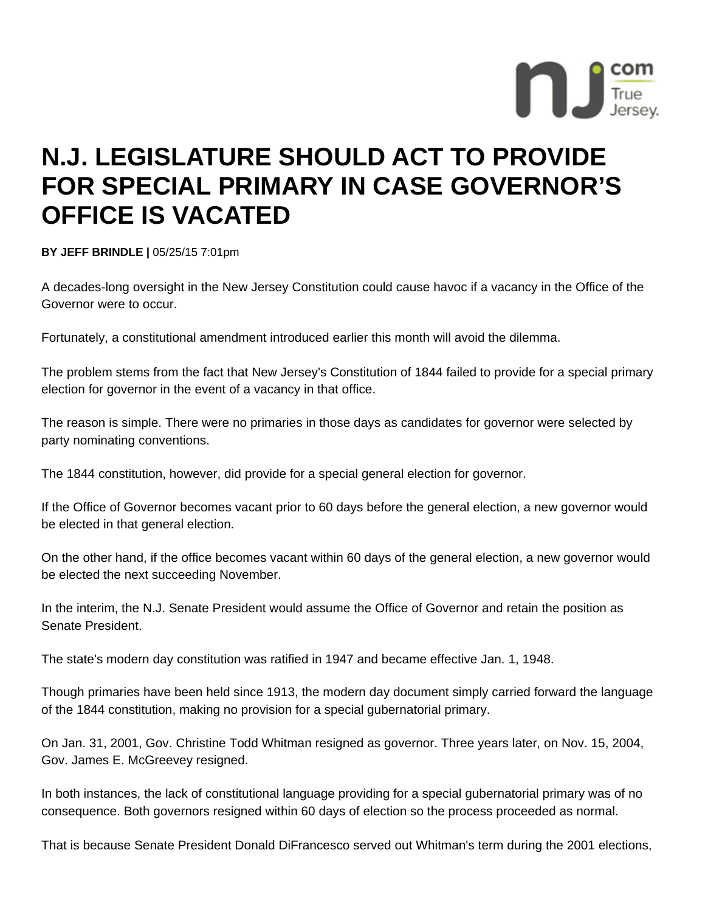# N.J. LEGISLATURE SHOULD ACT TO PROVIDE FOR SPECIAL PRIMARY IN CASE GOVERNOR'S OFFICE IS VACATED

**BY JEFF BRINDLE |** 05/25/15 7:01pm

A decades-long oversight in the New Jersey Constitution could cause havoc if a vacancy in the Office of the Governor were to occur.

Fortunately, a constitutional amendment introduced earlier this month will avoid the dilemma.

The problem stems from the fact that New Jersey's Constitution of 1844 failed to provide for a special primary election for governor in the event of a vacancy in that office.

The reason is simple. There were no primaries in those days as candidates for governor were selected by party nominating conventions.

The 1844 constitution, however, did provide for a special general election for governor.

If the Office of Governor becomes vacant prior to 60 days before the general election, a new governor would be elected in that general election.

On the other hand, if the office becomes vacant within 60 days of the general election, a new governor would be elected the next succeeding November.

In the interim, the N.J. Senate President would assume the Office of Governor and retain the position as Senate President.

The state's modern day constitution was ratified in 1947 and became effective Jan. 1, 1948.

Though primaries have been held since 1913, the modern day document simply carried forward the language of the 1844 constitution, making no provision for a special gubernatorial primary.

On Jan. 31, 2001, Gov. Christine Todd Whitman resigned as governor. Three years later, on Nov. 15, 2004, Gov. James E. McGreevey resigned.

In both instances, the lack of constitutional language providing for a special gubernatorial primary was of no consequence. Both governors resigned within 60 days of election so the process proceeded as normal.

That is because Senate President Donald DiFrancesco served out Whitman's term during the 2001 elections,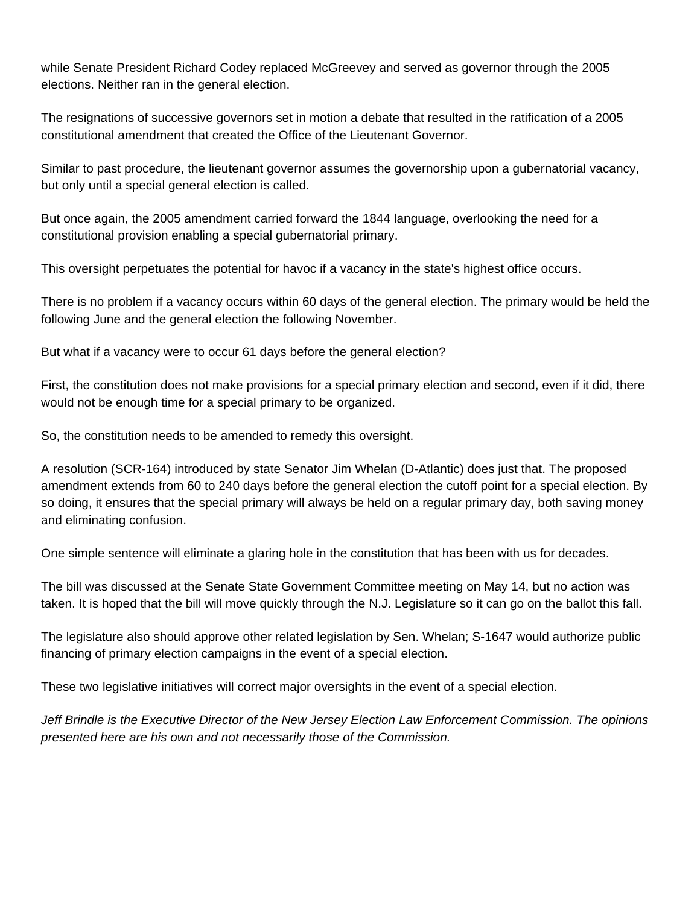while Senate President Richard Codey replaced McGreevey and served as governor through the 2005 elections. Neither ran in the general election.

The resignations of successive governors set in motion a debate that resulted in the ratification of a 2005 constitutional amendment that created the Office of the Lieutenant Governor.

Similar to past procedure, the lieutenant governor assumes the governorship upon a gubernatorial vacancy, but only until a special general election is called.

But once again, the 2005 amendment carried forward the 1844 language, overlooking the need for a constitutional provision enabling a special gubernatorial primary.

This oversight perpetuates the potential for havoc if a vacancy in the state's highest office occurs.

There is no problem if a vacancy occurs within 60 days of the general election. The primary would be held the following June and the general election the following November.

But what if a vacancy were to occur 61 days before the general election?

First, the constitution does not make provisions for a special primary election and second, even if it did, there would not be enough time for a special primary to be organized.

So, the constitution needs to be amended to remedy this oversight.

A resolution (SCR-164) introduced by state Senator Jim Whelan (D-Atlantic) does just that. The proposed amendment extends from 60 to 240 days before the general election the cutoff point for a special election. By so doing, it ensures that the special primary will always be held on a regular primary day, both saving money and eliminating confusion.

One simple sentence will eliminate a glaring hole in the constitution that has been with us for decades.

The bill was discussed at the Senate State Government Committee meeting on May 14, but no action was taken. It is hoped that the bill will move quickly through the N.J. Legislature so it can go on the ballot this fall.

The legislature also should approve other related legislation by Sen. Whelan; S-1647 would authorize public financing of primary election campaigns in the event of a special election.

These two legislative initiatives will correct major oversights in the event of a special election.

*Jeff Brindle is the Executive Director of the New Jersey Election Law Enforcement Commission. The opinions presented here are his own and not necessarily those of the Commission.*